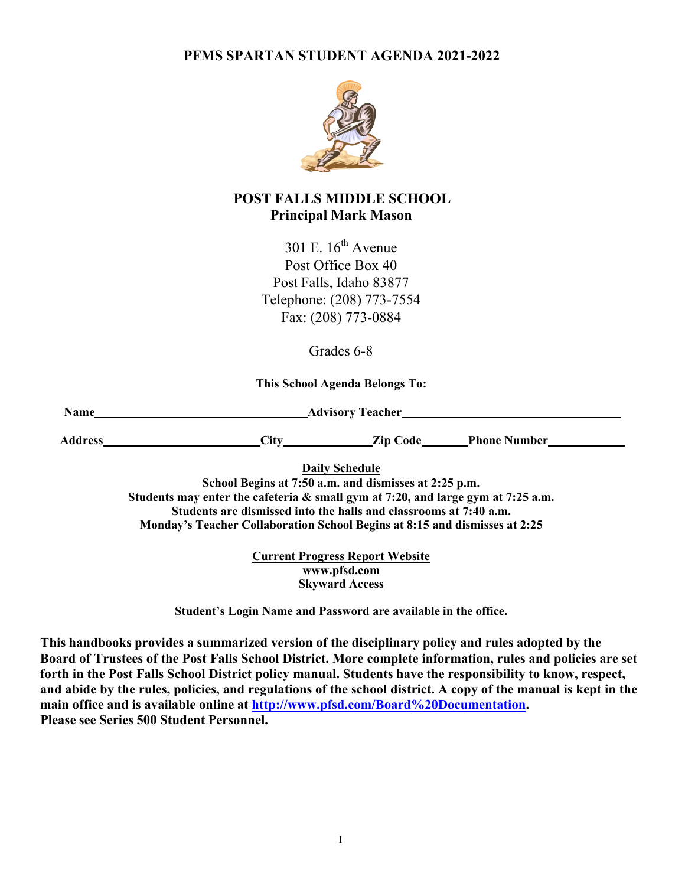# PFMS SPARTAN STUDENT AGENDA 2021-2022

## POST FALLS MIDDLE SCHOOL
**Principal Mark Mason**

301 E. 16th Avenue
Post Office Box 40
Post Falls, Idaho 83877
Telephone: (208) 773-7554
Fax: (208) 773-0884

Grades 6-8

**This School Agenda Belongs To:**

**Name**\_\_\_\_\_\_\_\_\_\_\_\_\_\_\_\_\_\_\_\_\_\_\_\_\_\_\_\_\_\_ **Advisory Teacher**\_\_\_\_\_\_\_\_\_\_\_\_\_\_\_\_\_\_\_\_\_\_\_\_\_\_\_\_\_\_

**Address**\_\_\_\_\_\_\_\_\_\_\_\_\_\_\_\_\_\_\_\_ **City**\_\_\_\_\_\_\_\_\_\_ **Zip Code**\_\_\_\_\_\_ **Phone Number**\_\_\_\_\_\_\_\_\_\_

**Daily Schedule**
**School Begins at 7:50 a.m. and dismisses at 2:25 p.m.**
**Students may enter the cafeteria & small gym at 7:20, and large gym at 7:25 a.m.**
**Students are dismissed into the halls and classrooms at 7:40 a.m.**
**Monday's Teacher Collaboration School Begins at 8:15 and dismisses at 2:25**

**Current Progress Report Website**
**www.pfsd.com**
**Skyward Access**

**Student's Login Name and Password are available in the office.**

**This handbooks provides a summarized version of the disciplinary policy and rules adopted by the Board of Trustees of the Post Falls School District. More complete information, rules and policies are set forth in the Post Falls School District policy manual. Students have the responsibility to know, respect, and abide by the rules, policies, and regulations of the school district. A copy of the manual is kept in the main office and is available online at [http://www.pfsd.com/Board%20Documentation](http://www.pfsd.com/Board%20Documentation).**
**Please see Series 500 Student Personnel.**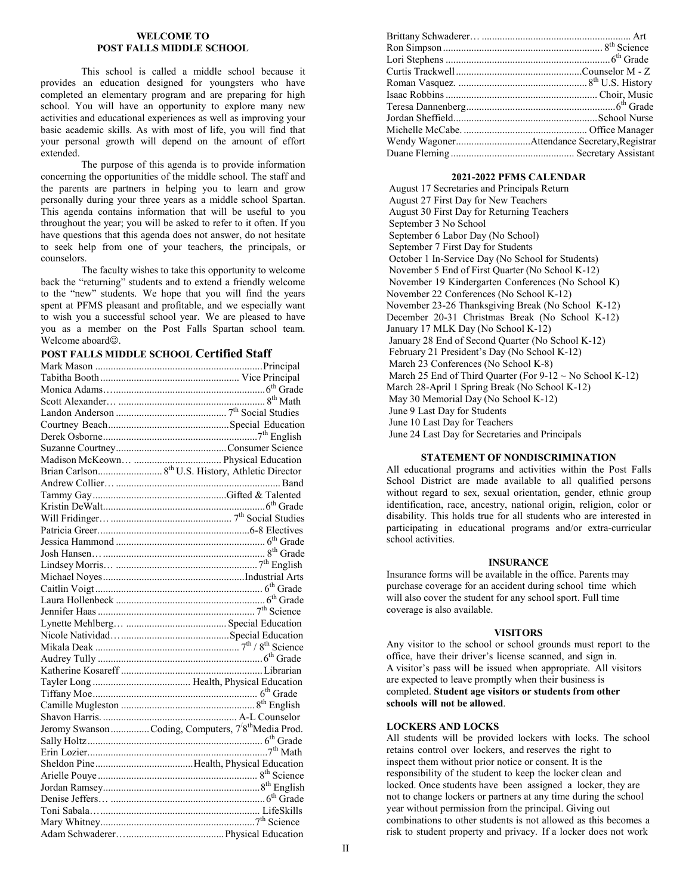# WELCOME TO POST FALLS MIDDLE SCHOOL

This school is called a middle school because it provides an education designed for youngsters who have completed an elementary program and are preparing for high school. You will have an opportunity to explore many new activities and educational experiences as well as improving your basic academic skills. As with most of life, you will find that your personal growth will depend on the amount of effort extended.

The purpose of this agenda is to provide information concerning the opportunities of the middle school. The staff and the parents are partners in helping you to learn and grow personally during your three years as a middle school Spartan. This agenda contains information that will be useful to you throughout the year; you will be asked to refer to it often. If you have questions that this agenda does not answer, do not hesitate to seek help from one of your teachers, the principals, or counselors.

The faculty wishes to take this opportunity to welcome back the "returning" students and to extend a friendly welcome to the "new" students. We hope that you will find the years spent at PFMS pleasant and profitable, and we especially want to wish you a successful school year. We are pleased to have you as a member on the Post Falls Spartan school team. Welcome aboard☺.

## POST FALLS MIDDLE SCHOOL Certified Staff

Mark Mason ........ Principal
Tabitha Booth ........ Vice Principal
Monica Adams........ 6th Grade
Scott Alexander........ 8th Math
Landon Anderson ........ 7th Social Studies
Courtney Beach........ Special Education
Derek Osborne........ 7th English
Suzanne Courtney........ Consumer Science
Madison McKeown........ Physical Education
Brian Carlson........ 8th U.S. History, Athletic Director
Andrew Collier........ Band
Tammy Gay........ Gifted & Talented
Kristin DeWalt........ 6th Grade
Will Fridinger........ 7th Social Studies
Patricia Greer........ 6-8 Electives
Jessica Hammond ........ 6th Grade
Josh Hansen........ 8th Grade
Lindsey Morris........ 7th English
Michael Noyes........ Industrial Arts
Caitlin Voigt........ 6th Grade
Laura Hollenbeck ........ 6th Grade
Jennifer Haas ........ 7th Science
Lynette Mehlberg........ Special Education
Nicole Natividad........ Special Education
Mikala Deak ........ 7th / 8th Science
Audrey Tully ........ 6th Grade
Katherine Kosareff ........ Librarian
Tayler Long ........ Health, Physical Education
Tiffany Moe........ 6th Grade
Camille Mugleston ........ 8th English
Shavon Harris........ A-L Counselor
Jeromy Swanson........ Coding, Computers, 7/8th Media Prod.
Sally Holtz........ 6th Grade
Erin Lozier........ 7th Math
Sheldon Pine........ Health, Physical Education
Arielle Pouye ........ 8th Science
Jordan Ramsey........ 8th English
Denise Jeffers........ 6th Grade
Toni Sabala........ LifeSkills
Mary Whitney........ 7th Science
Adam Schwaderer........ Physical Education
Brittany Schwaderer........ Art
Ron Simpson ........ 8th Science
Lori Stephens ........ 6th Grade
Curtis Trackwell ........ Counselor M - Z
Roman Vasquez. ........ 8th U.S. History
Isaac Robbins ........ Choir, Music
Teresa Dannenberg........ 6th Grade
Jordan Sheffield........ School Nurse
Michelle McCabe. ........ Office Manager
Wendy Wagoner........ Attendance Secretary, Registrar
Duane Fleming ........ Secretary Assistant

## 2021-2022 PFMS CALENDAR

August 17 Secretaries and Principals Return
August 27 First Day for New Teachers
August 30 First Day for Returning Teachers
September 3 No School
September 6 Labor Day (No School)
September 7 First Day for Students
October 1 In-Service Day (No School for Students)
November 5 End of First Quarter (No School K-12)
November 19 Kindergarten Conferences (No School K)
November 22 Conferences (No School K-12)
November 23-26 Thanksgiving Break (No School K-12)
December 20-31 Christmas Break (No School K-12)
January 17 MLK Day (No School K-12)
January 28 End of Second Quarter (No School K-12)
February 21 President's Day (No School K-12)
March 23 Conferences (No School K-8)
March 25 End of Third Quarter (For 9-12 ~ No School K-12)
March 28-April 1 Spring Break (No School K-12)
May 30 Memorial Day (No School K-12)
June 9 Last Day for Students
June 10 Last Day for Teachers
June 24 Last Day for Secretaries and Principals

## STATEMENT OF NONDISCRIMINATION

All educational programs and activities within the Post Falls School District are made available to all qualified persons without regard to sex, sexual orientation, gender, ethnic group identification, race, ancestry, national origin, religion, color or disability. This holds true for all students who are interested in participating in educational programs and/or extra-curricular school activities.

## INSURANCE

Insurance forms will be available in the office. Parents may purchase coverage for an accident during school time which will also cover the student for any school sport. Full time coverage is also available.

## VISITORS

Any visitor to the school or school grounds must report to the office, have their driver's license scanned, and sign in. A visitor's pass will be issued when appropriate. All visitors are expected to leave promptly when their business is completed. **Student age visitors or students from other schools will not be allowed**.

## LOCKERS AND LOCKS

All students will be provided lockers with locks. The school retains control over lockers, and reserves the right to inspect them without prior notice or consent. It is the responsibility of the student to keep the locker clean and locked. Once students have been assigned a locker, they are not to change lockers or partners at any time during the school year without permission from the principal. Giving out combinations to other students is not allowed as this becomes a risk to student property and privacy. If a locker does not work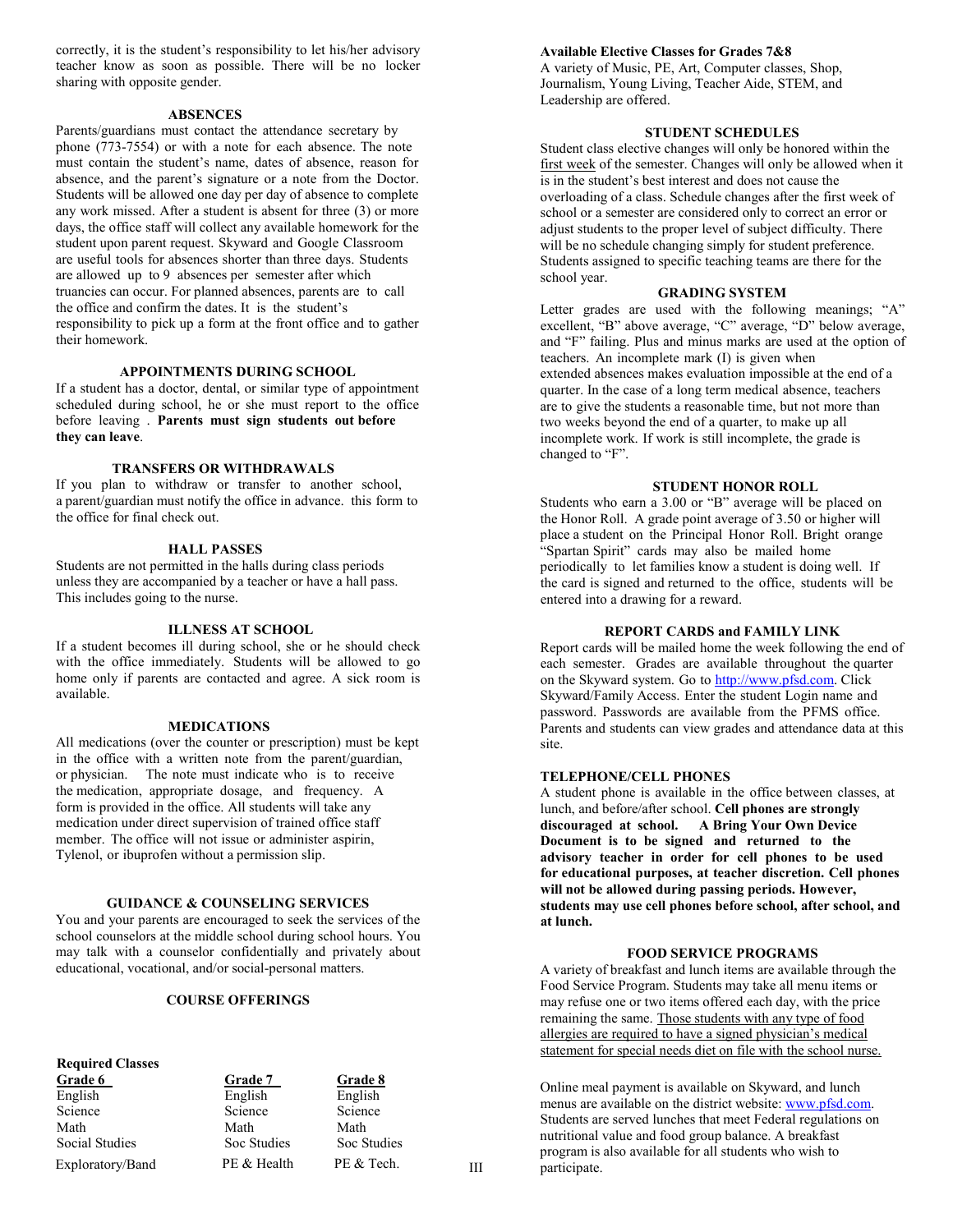correctly, it is the student's responsibility to let his/her advisory teacher know as soon as possible. There will be no locker sharing with opposite gender.

## ABSENCES

Parents/guardians must contact the attendance secretary by phone (773-7554) or with a note for each absence. The note must contain the student's name, dates of absence, reason for absence, and the parent's signature or a note from the Doctor. Students will be allowed one day per day of absence to complete any work missed. After a student is absent for three (3) or more days, the office staff will collect any available homework for the student upon parent request. Skyward and Google Classroom are useful tools for absences shorter than three days. Students are allowed up to 9 absences per semester after which truancies can occur. For planned absences, parents are to call the office and confirm the dates. It is the student's responsibility to pick up a form at the front office and to gather their homework.

## APPOINTMENTS DURING SCHOOL

If a student has a doctor, dental, or similar type of appointment scheduled during school, he or she must report to the office before leaving . **Parents must sign students out before they can leave**.

## TRANSFERS OR WITHDRAWALS

If you plan to withdraw or transfer to another school, a parent/guardian must notify the office in advance. this form to the office for final check out.

## HALL PASSES

Students are not permitted in the halls during class periods unless they are accompanied by a teacher or have a hall pass. This includes going to the nurse.

## ILLNESS AT SCHOOL

If a student becomes ill during school, she or he should check with the office immediately. Students will be allowed to go home only if parents are contacted and agree. A sick room is available.

## MEDICATIONS

All medications (over the counter or prescription) must be kept in the office with a written note from the parent/guardian, or physician. The note must indicate who is to receive the medication, appropriate dosage, and frequency. A form is provided in the office. All students will take any medication under direct supervision of trained office staff member. The office will not issue or administer aspirin, Tylenol, or ibuprofen without a permission slip.

## GUIDANCE & COUNSELING SERVICES

You and your parents are encouraged to seek the services of the school counselors at the middle school during school hours. You may talk with a counselor confidentially and privately about educational, vocational, and/or social-personal matters.

## COURSE OFFERINGS

**Required Classes**

| Grade 6 | Grade 7 | Grade 8 |
|---|---|---|
| English | English | English |
| Science | Science | Science |
| Math | Math | Math |
| Social Studies | Soc Studies | Soc Studies |
| Exploratory/Band | PE & Health | PE & Tech. |

**Available Elective Classes for Grades 7&8**

A variety of Music, PE, Art, Computer classes, Shop, Journalism, Young Living, Teacher Aide, STEM, and Leadership are offered.

## STUDENT SCHEDULES

Student class elective changes will only be honored within the first week of the semester. Changes will only be allowed when it is in the student's best interest and does not cause the overloading of a class. Schedule changes after the first week of school or a semester are considered only to correct an error or adjust students to the proper level of subject difficulty. There will be no schedule changing simply for student preference. Students assigned to specific teaching teams are there for the school year.

## GRADING SYSTEM

Letter grades are used with the following meanings; "A" excellent, "B" above average, "C" average, "D" below average, and "F" failing. Plus and minus marks are used at the option of teachers. An incomplete mark (I) is given when extended absences makes evaluation impossible at the end of a quarter. In the case of a long term medical absence, teachers are to give the students a reasonable time, but not more than two weeks beyond the end of a quarter, to make up all incomplete work. If work is still incomplete, the grade is changed to "F".

## STUDENT HONOR ROLL

Students who earn a 3.00 or "B" average will be placed on the Honor Roll. A grade point average of 3.50 or higher will place a student on the Principal Honor Roll. Bright orange "Spartan Spirit" cards may also be mailed home periodically to let families know a student is doing well. If the card is signed and returned to the office, students will be entered into a drawing for a reward.

## REPORT CARDS and FAMILY LINK

Report cards will be mailed home the week following the end of each semester. Grades are available throughout the quarter on the Skyward system. Go to http://www.pfsd.com. Click Skyward/Family Access. Enter the student Login name and password. Passwords are available from the PFMS office. Parents and students can view grades and attendance data at this site.

## TELEPHONE/CELL PHONES

A student phone is available in the office between classes, at lunch, and before/after school. **Cell phones are strongly discouraged at school. A Bring Your Own Device Document is to be signed and returned to the advisory teacher in order for cell phones to be used for educational purposes, at teacher discretion. Cell phones will not be allowed during passing periods. However, students may use cell phones before school, after school, and at lunch.**

## FOOD SERVICE PROGRAMS

A variety of breakfast and lunch items are available through the Food Service Program. Students may take all menu items or may refuse one or two items offered each day, with the price remaining the same. Those students with any type of food allergies are required to have a signed physician's medical statement for special needs diet on file with the school nurse.

Online meal payment is available on Skyward, and lunch menus are available on the district website: www.pfsd.com. Students are served lunches that meet Federal regulations on nutritional value and food group balance. A breakfast program is also available for all students who wish to participate.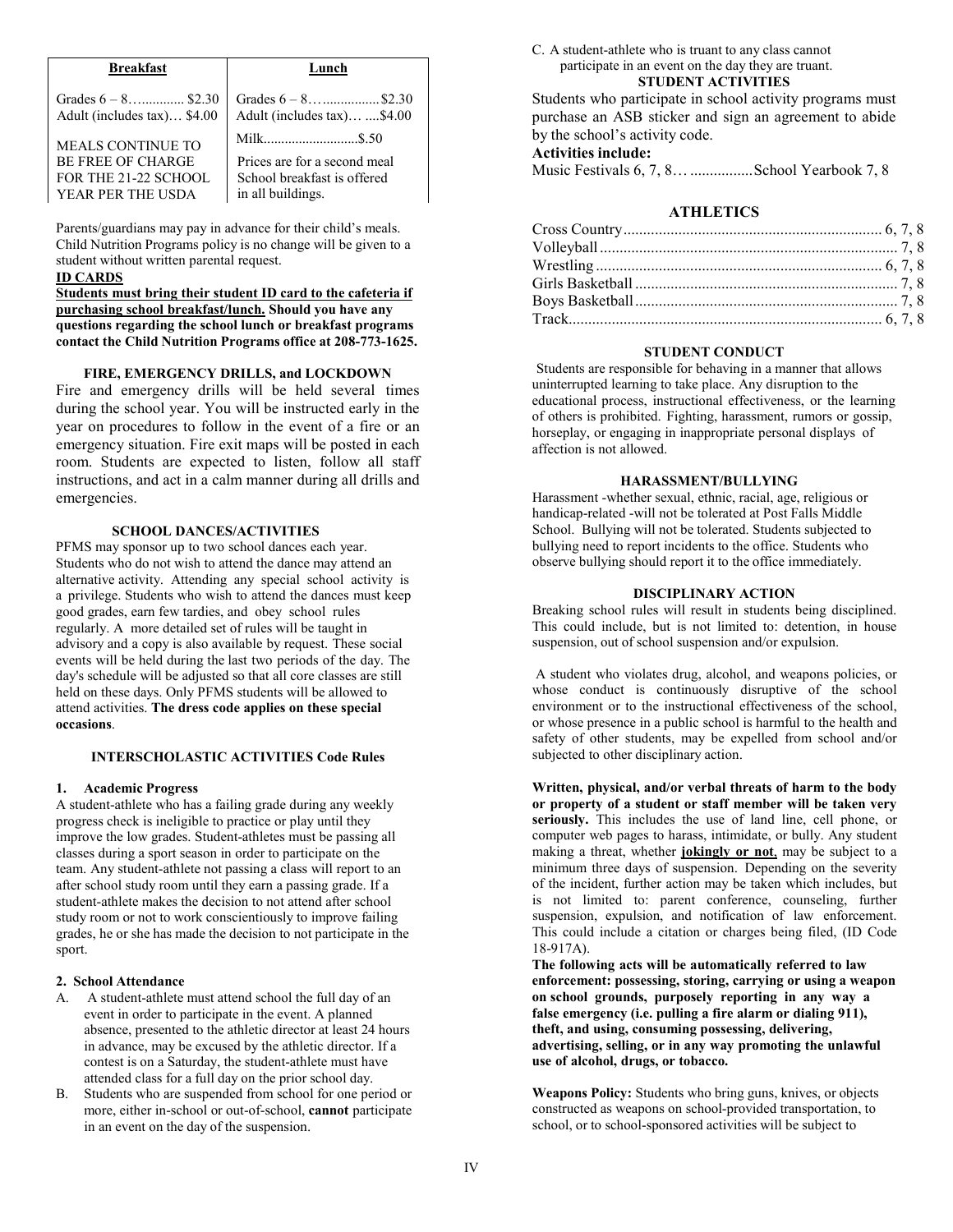| **Breakfast** | **Lunch** |
| --- | --- |
| Grades 6 – 8…............ $2.30 | Grades 6 – 8…................$2.30 |
| Adult (includes tax)… $4.00 | Adult (includes tax)… ....$4.00 |
| MEALS CONTINUE TO BE FREE OF CHARGE FOR THE 21-22 SCHOOL YEAR PER THE USDA | Milk...........................$.50<br>Prices are for a second meal<br>School breakfast is offered in all buildings. |

Parents/guardians may pay in advance for their child's meals. Child Nutrition Programs policy is no change will be given to a student without written parental request.

**ID CARDS**

**Students must bring their student ID card to the cafeteria if purchasing school breakfast/lunch. Should you have any questions regarding the school lunch or breakfast programs contact the Child Nutrition Programs office at 208-773-1625.**

### FIRE, EMERGENCY DRILLS, and LOCKDOWN

Fire and emergency drills will be held several times during the school year. You will be instructed early in the year on procedures to follow in the event of a fire or an emergency situation. Fire exit maps will be posted in each room. Students are expected to listen, follow all staff instructions, and act in a calm manner during all drills and emergencies.

### SCHOOL DANCES/ACTIVITIES

PFMS may sponsor up to two school dances each year. Students who do not wish to attend the dance may attend an alternative activity. Attending any special school activity is a privilege. Students who wish to attend the dances must keep good grades, earn few tardies, and obey school rules regularly. A more detailed set of rules will be taught in advisory and a copy is also available by request. These social events will be held during the last two periods of the day. The day's schedule will be adjusted so that all core classes are still held on these days. Only PFMS students will be allowed to attend activities. **The dress code applies on these special occasions**.

### INTERSCHOLASTIC ACTIVITIES Code Rules

**1. Academic Progress**

A student-athlete who has a failing grade during any weekly progress check is ineligible to practice or play until they improve the low grades. Student-athletes must be passing all classes during a sport season in order to participate on the team. Any student-athlete not passing a class will report to an after school study room until they earn a passing grade. If a student-athlete makes the decision to not attend after school study room or not to work conscientiously to improve failing grades, he or she has made the decision to not participate in the sport.

**2. School Attendance**

A. A student-athlete must attend school the full day of an event in order to participate in the event. A planned absence, presented to the athletic director at least 24 hours in advance, may be excused by the athletic director. If a contest is on a Saturday, the student-athlete must have attended class for a full day on the prior school day.

B. Students who are suspended from school for one period or more, either in-school or out-of-school, **cannot** participate in an event on the day of the suspension.

C. A student-athlete who is truant to any class cannot participate in an event on the day they are truant.

### STUDENT ACTIVITIES

Students who participate in school activity programs must purchase an ASB sticker and sign an agreement to abide by the school's activity code.

**Activities include:**

Music Festivals 6, 7, 8… ................School Yearbook 7, 8

### ATHLETICS

| | |
| --- | --- |
| Cross Country | 6, 7, 8 |
| Volleyball | 7, 8 |
| Wrestling | 6, 7, 8 |
| Girls Basketball | 7, 8 |
| Boys Basketball | 7, 8 |
| Track | 6, 7, 8 |

### STUDENT CONDUCT

Students are responsible for behaving in a manner that allows uninterrupted learning to take place. Any disruption to the educational process, instructional effectiveness, or the learning of others is prohibited. Fighting, harassment, rumors or gossip, horseplay, or engaging in inappropriate personal displays of affection is not allowed.

### HARASSMENT/BULLYING

Harassment -whether sexual, ethnic, racial, age, religious or handicap-related -will not be tolerated at Post Falls Middle School. Bullying will not be tolerated. Students subjected to bullying need to report incidents to the office. Students who observe bullying should report it to the office immediately.

### DISCIPLINARY ACTION

Breaking school rules will result in students being disciplined. This could include, but is not limited to: detention, in house suspension, out of school suspension and/or expulsion.

A student who violates drug, alcohol, and weapons policies, or whose conduct is continuously disruptive of the school environment or to the instructional effectiveness of the school, or whose presence in a public school is harmful to the health and safety of other students, may be expelled from school and/or subjected to other disciplinary action.

**Written, physical, and/or verbal threats of harm to the body or property of a student or staff member will be taken very seriously.** This includes the use of land line, cell phone, or computer web pages to harass, intimidate, or bully. Any student making a threat, whether **jokingly or not**, may be subject to a minimum three days of suspension. Depending on the severity of the incident, further action may be taken which includes, but is not limited to: parent conference, counseling, further suspension, expulsion, and notification of law enforcement. This could include a citation or charges being filed, (ID Code 18-917A).

**The following acts will be automatically referred to law enforcement: possessing, storing, carrying or using a weapon on school grounds, purposely reporting in any way a false emergency (i.e. pulling a fire alarm or dialing 911), theft, and using, consuming possessing, delivering, advertising, selling, or in any way promoting the unlawful use of alcohol, drugs, or tobacco.**

**Weapons Policy:** Students who bring guns, knives, or objects constructed as weapons on school-provided transportation, to school, or to school-sponsored activities will be subject to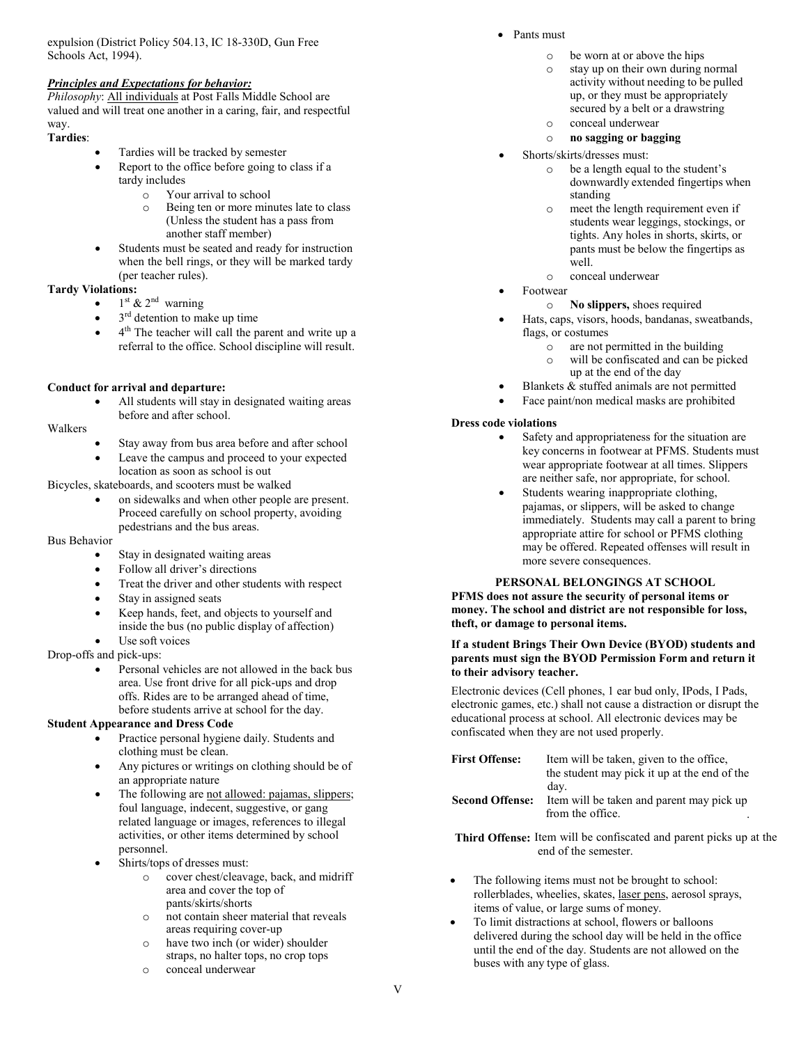expulsion (District Policy 504.13, IC 18-330D, Gun Free Schools Act, 1994).

***Principles and Expectations for behavior:***

*Philosophy*: All individuals at Post Falls Middle School are valued and will treat one another in a caring, fair, and respectful way.

**Tardies**:

- Tardies will be tracked by semester
- Report to the office before going to class if a tardy includes
  - Your arrival to school
  - Being ten or more minutes late to class (Unless the student has a pass from another staff member)
- Students must be seated and ready for instruction when the bell rings, or they will be marked tardy (per teacher rules).

**Tardy Violations:**

- 1st & 2nd warning
- 3rd detention to make up time
- 4th The teacher will call the parent and write up a referral to the office. School discipline will result.

**Conduct for arrival and departure:**

- All students will stay in designated waiting areas before and after school.

Walkers

- Stay away from bus area before and after school
- Leave the campus and proceed to your expected location as soon as school is out

Bicycles, skateboards, and scooters must be walked

- on sidewalks and when other people are present. Proceed carefully on school property, avoiding pedestrians and the bus areas.

Bus Behavior

- Stay in designated waiting areas
- Follow all driver's directions
- Treat the driver and other students with respect
- Stay in assigned seats
- Keep hands, feet, and objects to yourself and inside the bus (no public display of affection)
- Use soft voices

Drop-offs and pick-ups:

- Personal vehicles are not allowed in the back bus area. Use front drive for all pick-ups and drop offs. Rides are to be arranged ahead of time, before students arrive at school for the day.

**Student Appearance and Dress Code**

- Practice personal hygiene daily. Students and clothing must be clean.
- Any pictures or writings on clothing should be of an appropriate nature
- The following are not allowed: pajamas, slippers; foul language, indecent, suggestive, or gang related language or images, references to illegal activities, or other items determined by school personnel.
- Shirts/tops of dresses must:
  - cover chest/cleavage, back, and midriff area and cover the top of pants/skirts/shorts
  - not contain sheer material that reveals areas requiring cover-up
  - have two inch (or wider) shoulder straps, no halter tops, no crop tops
  - conceal underwear
- Pants must
  - be worn at or above the hips
  - stay up on their own during normal activity without needing to be pulled up, or they must be appropriately secured by a belt or a drawstring
  - conceal underwear
  - **no sagging or bagging**
- Shorts/skirts/dresses must:
  - be a length equal to the student's downwardly extended fingertips when standing
  - meet the length requirement even if students wear leggings, stockings, or tights. Any holes in shorts, skirts, or pants must be below the fingertips as well.
  - conceal underwear
- Footwear
  - **No slippers,** shoes required
- Hats, caps, visors, hoods, bandanas, sweatbands, flags, or costumes
  - are not permitted in the building
  - will be confiscated and can be picked up at the end of the day
- Blankets & stuffed animals are not permitted
- Face paint/non medical masks are prohibited

**Dress code violations**

- Safety and appropriateness for the situation are key concerns in footwear at PFMS. Students must wear appropriate footwear at all times. Slippers are neither safe, nor appropriate, for school.
- Students wearing inappropriate clothing, pajamas, or slippers, will be asked to change immediately. Students may call a parent to bring appropriate attire for school or PFMS clothing may be offered. Repeated offenses will result in more severe consequences.

**PERSONAL BELONGINGS AT SCHOOL**

**PFMS does not assure the security of personal items or money. The school and district are not responsible for loss, theft, or damage to personal items.**

**If a student Brings Their Own Device (BYOD) students and parents must sign the BYOD Permission Form and return it to their advisory teacher.**

Electronic devices (Cell phones, 1 ear bud only, IPods, I Pads, electronic games, etc.) shall not cause a distraction or disrupt the educational process at school. All electronic devices may be confiscated when they are not used properly.

**First Offense:** Item will be taken, given to the office, the student may pick it up at the end of the day.

**Second Offense:** Item will be taken and parent may pick up from the office.

**Third Offense:** Item will be confiscated and parent picks up at the end of the semester.

- The following items must not be brought to school: rollerblades, wheelies, skates, laser pens, aerosol sprays, items of value, or large sums of money.
- To limit distractions at school, flowers or balloons delivered during the school day will be held in the office until the end of the day. Students are not allowed on the buses with any type of glass.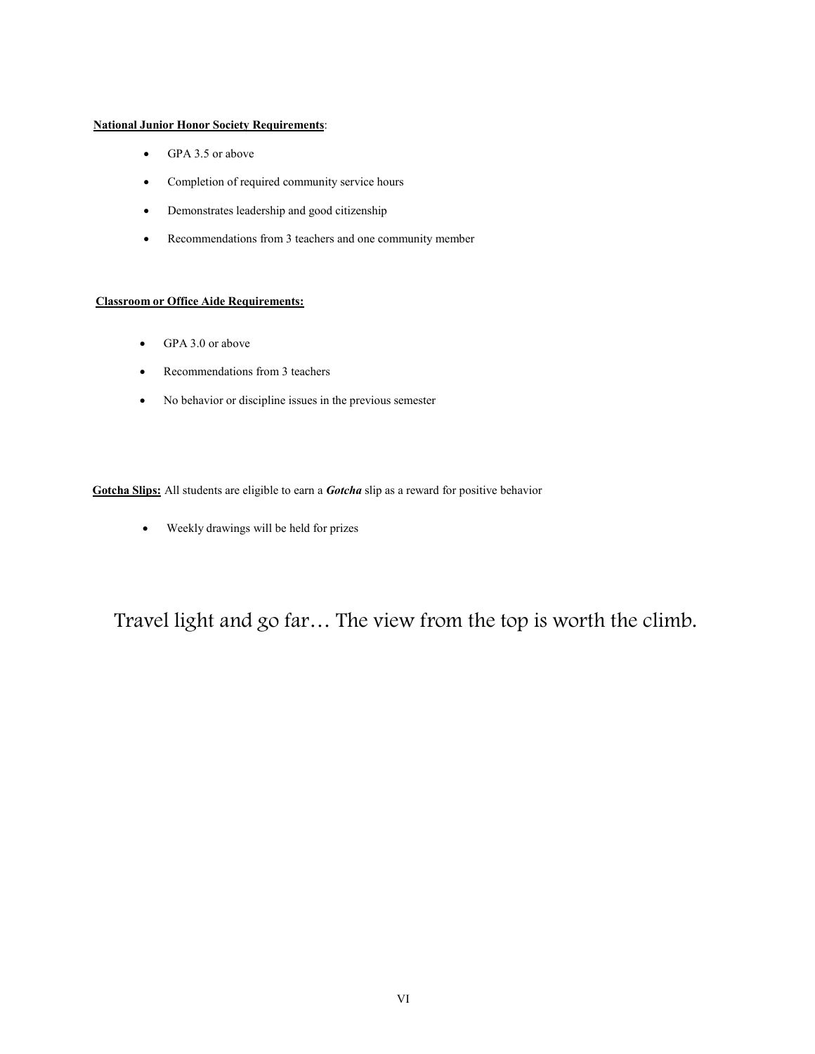**National Junior Honor Society Requirements**:

- GPA 3.5 or above
- Completion of required community service hours
- Demonstrates leadership and good citizenship
- Recommendations from 3 teachers and one community member

**Classroom or Office Aide Requirements:**

- GPA 3.0 or above
- Recommendations from 3 teachers
- No behavior or discipline issues in the previous semester

**Gotcha Slips:** All students are eligible to earn a ***Gotcha*** slip as a reward for positive behavior

- Weekly drawings will be held for prizes

Travel light and go far… The view from the top is worth the climb.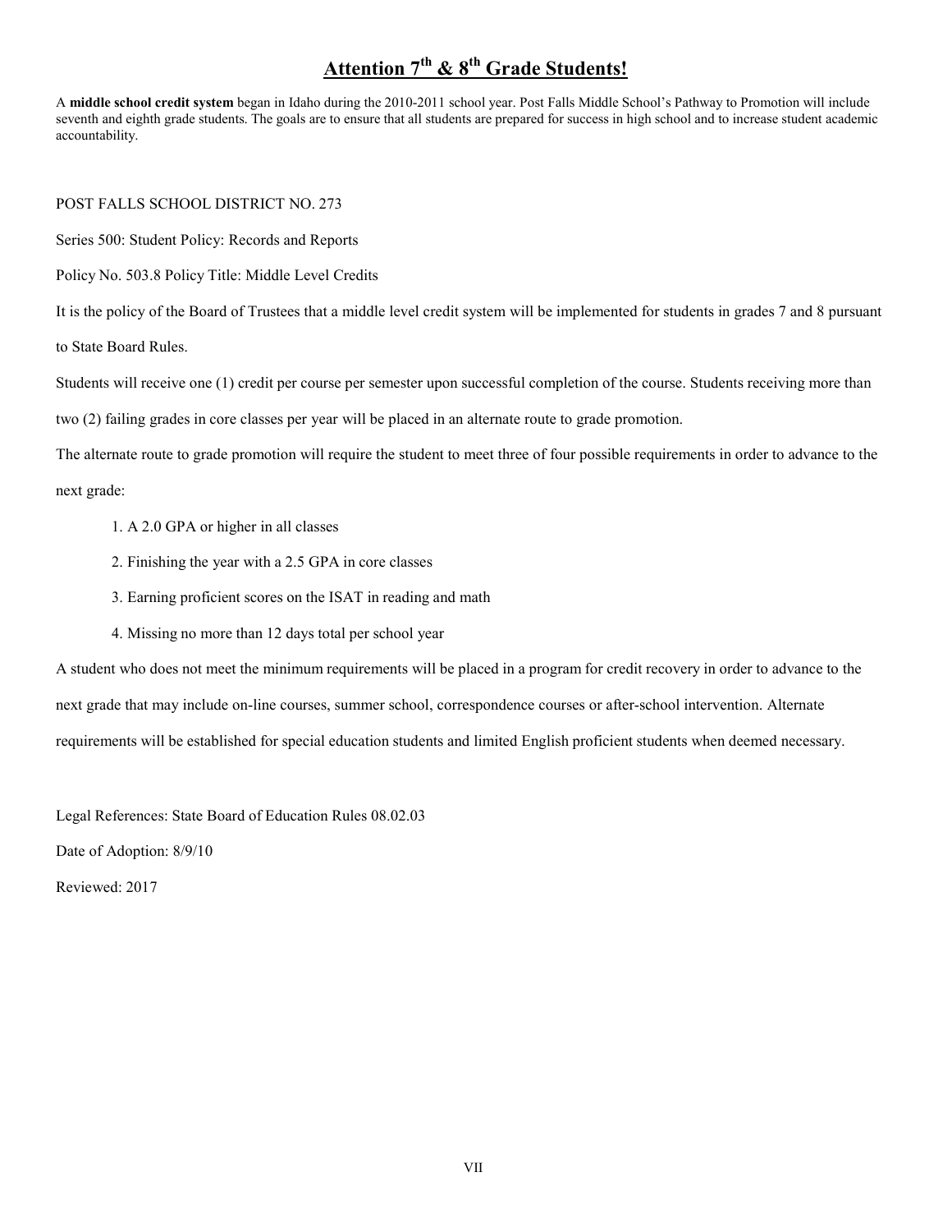# Attention 7th & 8th Grade Students!

A **middle school credit system** began in Idaho during the 2010-2011 school year. Post Falls Middle School's Pathway to Promotion will include seventh and eighth grade students. The goals are to ensure that all students are prepared for success in high school and to increase student academic accountability.

POST FALLS SCHOOL DISTRICT NO. 273

Series 500: Student Policy: Records and Reports

Policy No. 503.8 Policy Title: Middle Level Credits

It is the policy of the Board of Trustees that a middle level credit system will be implemented for students in grades 7 and 8 pursuant to State Board Rules.

Students will receive one (1) credit per course per semester upon successful completion of the course. Students receiving more than two (2) failing grades in core classes per year will be placed in an alternate route to grade promotion.

The alternate route to grade promotion will require the student to meet three of four possible requirements in order to advance to the next grade:

1. A 2.0 GPA or higher in all classes
2. Finishing the year with a 2.5 GPA in core classes
3. Earning proficient scores on the ISAT in reading and math
4. Missing no more than 12 days total per school year

A student who does not meet the minimum requirements will be placed in a program for credit recovery in order to advance to the next grade that may include on-line courses, summer school, correspondence courses or after-school intervention. Alternate requirements will be established for special education students and limited English proficient students when deemed necessary.

Legal References: State Board of Education Rules 08.02.03

Date of Adoption: 8/9/10

Reviewed: 2017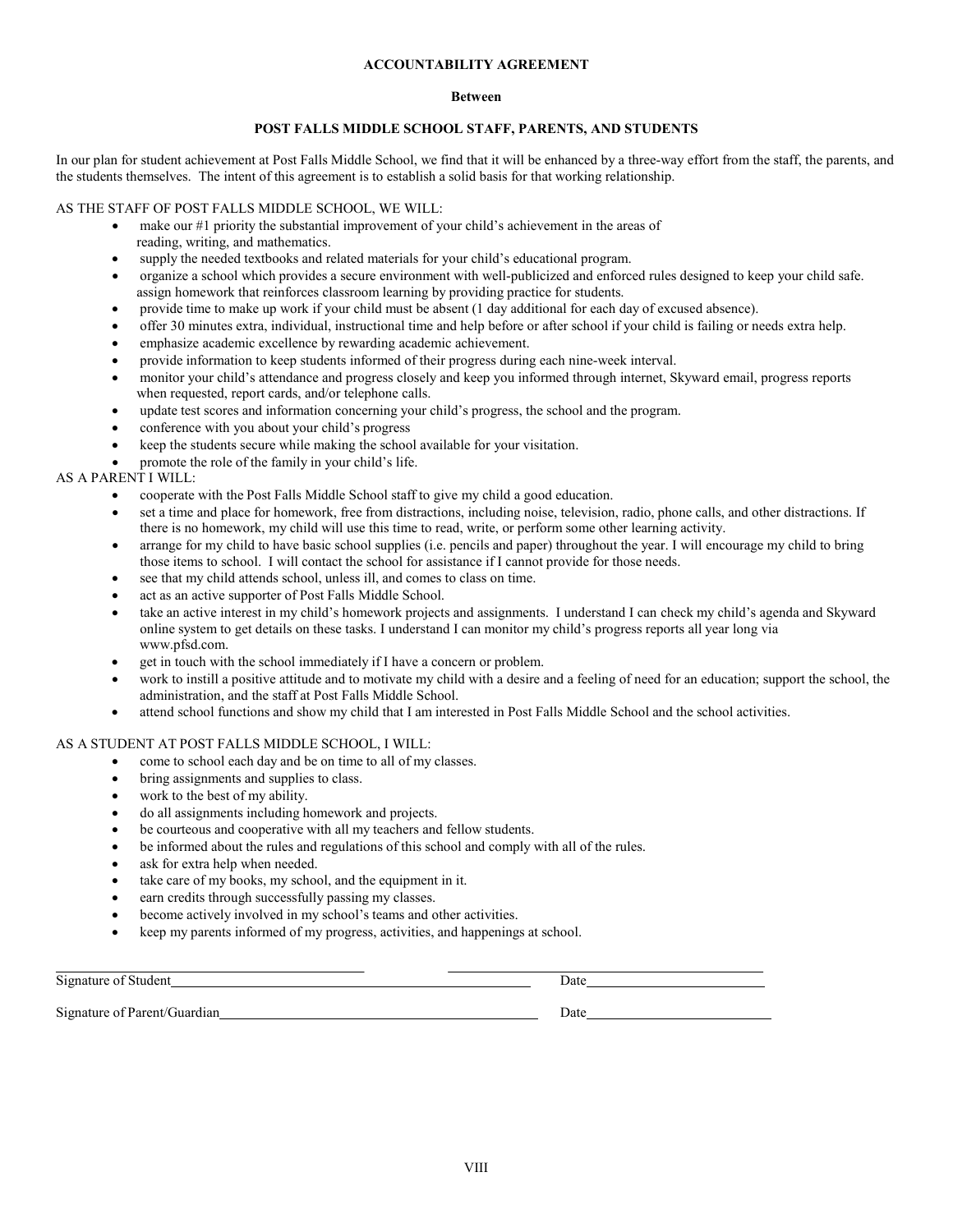**ACCOUNTABILITY AGREEMENT**

**Between**

**POST FALLS MIDDLE SCHOOL STAFF, PARENTS, AND STUDENTS**

In our plan for student achievement at Post Falls Middle School, we find that it will be enhanced by a three-way effort from the staff, the parents, and the students themselves. The intent of this agreement is to establish a solid basis for that working relationship.

AS THE STAFF OF POST FALLS MIDDLE SCHOOL, WE WILL:

- make our #1 priority the substantial improvement of your child's achievement in the areas of reading, writing, and mathematics.
- supply the needed textbooks and related materials for your child's educational program.
- organize a school which provides a secure environment with well-publicized and enforced rules designed to keep your child safe. assign homework that reinforces classroom learning by providing practice for students.
- provide time to make up work if your child must be absent (1 day additional for each day of excused absence).
- offer 30 minutes extra, individual, instructional time and help before or after school if your child is failing or needs extra help.
- emphasize academic excellence by rewarding academic achievement.
- provide information to keep students informed of their progress during each nine-week interval.
- monitor your child's attendance and progress closely and keep you informed through internet, Skyward email, progress reports when requested, report cards, and/or telephone calls.
- update test scores and information concerning your child's progress, the school and the program.
- conference with you about your child's progress
- keep the students secure while making the school available for your visitation.
- promote the role of the family in your child's life.

AS A PARENT I WILL:

- cooperate with the Post Falls Middle School staff to give my child a good education.
- set a time and place for homework, free from distractions, including noise, television, radio, phone calls, and other distractions. If there is no homework, my child will use this time to read, write, or perform some other learning activity.
- arrange for my child to have basic school supplies (i.e. pencils and paper) throughout the year. I will encourage my child to bring those items to school. I will contact the school for assistance if I cannot provide for those needs.
- see that my child attends school, unless ill, and comes to class on time.
- act as an active supporter of Post Falls Middle School.
- take an active interest in my child's homework projects and assignments. I understand I can check my child's agenda and Skyward online system to get details on these tasks. I understand I can monitor my child's progress reports all year long via www.pfsd.com.
- get in touch with the school immediately if I have a concern or problem.
- work to instill a positive attitude and to motivate my child with a desire and a feeling of need for an education; support the school, the administration, and the staff at Post Falls Middle School.
- attend school functions and show my child that I am interested in Post Falls Middle School and the school activities.

AS A STUDENT AT POST FALLS MIDDLE SCHOOL, I WILL:

- come to school each day and be on time to all of my classes.
- bring assignments and supplies to class.
- work to the best of my ability.
- do all assignments including homework and projects.
- be courteous and cooperative with all my teachers and fellow students.
- be informed about the rules and regulations of this school and comply with all of the rules.
- ask for extra help when needed.
- take care of my books, my school, and the equipment in it.
- earn credits through successfully passing my classes.
- become actively involved in my school's teams and other activities.
- keep my parents informed of my progress, activities, and happenings at school.

Signature of Student\_\_\_\_\_\_\_\_\_\_\_\_\_\_\_\_\_\_\_\_\_\_\_\_\_\_\_\_\_\_\_\_\_\_\_\_ Date\_\_\_\_\_\_\_\_\_\_\_\_\_\_\_\_\_\_\_\_

Signature of Parent/Guardian\_\_\_\_\_\_\_\_\_\_\_\_\_\_\_\_\_\_\_\_\_\_\_\_\_\_\_\_\_\_\_\_\_\_\_\_ Date\_\_\_\_\_\_\_\_\_\_\_\_\_\_\_\_\_\_\_\_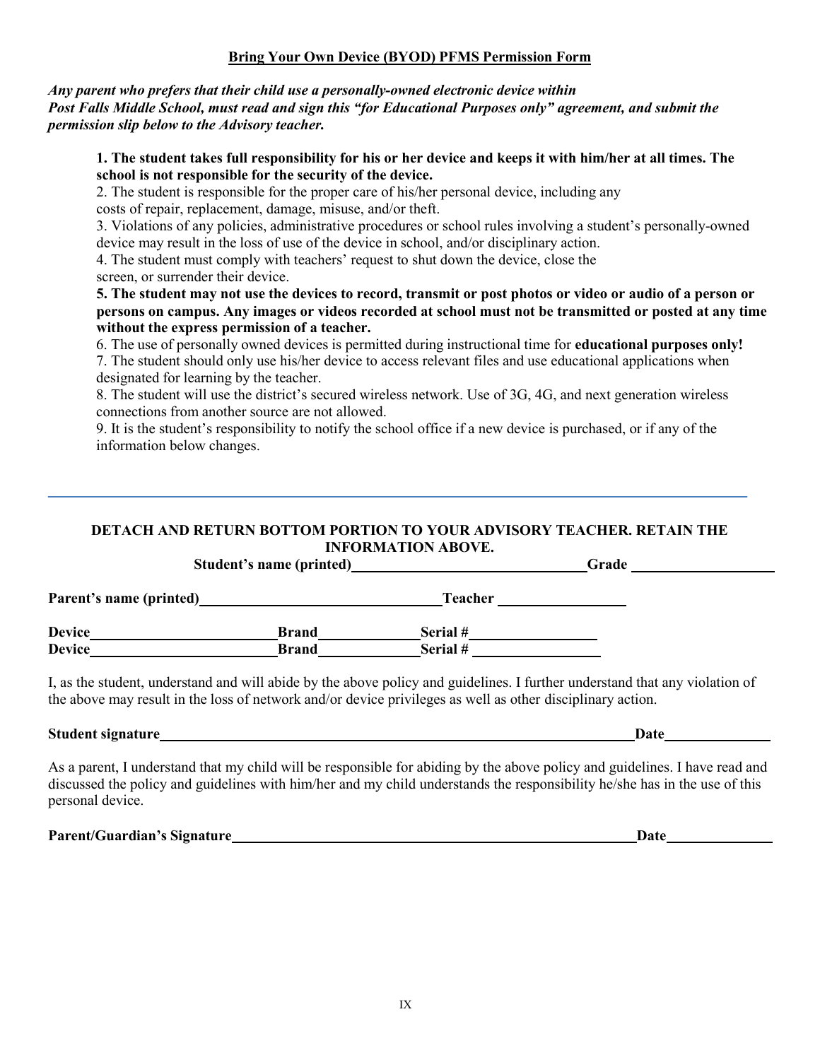## Bring Your Own Device (BYOD) PFMS Permission Form

***Any parent who prefers that their child use a personally-owned electronic device within Post Falls Middle School, must read and sign this "for Educational Purposes only" agreement, and submit the permission slip below to the Advisory teacher.***

1. **The student takes full responsibility for his or her device and keeps it with him/her at all times. The school is not responsible for the security of the device.**
2. The student is responsible for the proper care of his/her personal device, including any costs of repair, replacement, damage, misuse, and/or theft.
3. Violations of any policies, administrative procedures or school rules involving a student's personally-owned device may result in the loss of use of the device in school, and/or disciplinary action.
4. The student must comply with teachers' request to shut down the device, close the screen, or surrender their device.
5. **The student may not use the devices to record, transmit or post photos or video or audio of a person or persons on campus. Any images or videos recorded at school must not be transmitted or posted at any time without the express permission of a teacher.**
6. The use of personally owned devices is permitted during instructional time for **educational purposes only!**
7. The student should only use his/her device to access relevant files and use educational applications when designated for learning by the teacher.
8. The student will use the district's secured wireless network. Use of 3G, 4G, and next generation wireless connections from another source are not allowed.
9. It is the student's responsibility to notify the school office if a new device is purchased, or if any of the information below changes.

---

**DETACH AND RETURN BOTTOM PORTION TO YOUR ADVISORY TEACHER. RETAIN THE INFORMATION ABOVE.**

**Student's name (printed)**\_\_\_\_\_\_\_\_\_\_\_\_\_\_\_\_\_\_\_\_\_\_\_\_\_\_\_\_\_\_ **Grade** \_\_\_\_\_\_\_\_\_\_\_\_\_\_\_\_\_\_

**Parent's name (printed)**\_\_\_\_\_\_\_\_\_\_\_\_\_\_\_\_\_\_\_\_\_\_\_\_\_\_\_\_\_\_ **Teacher** \_\_\_\_\_\_\_\_\_\_\_\_\_\_\_\_

**Device**\_\_\_\_\_\_\_\_\_\_\_\_\_\_\_\_\_\_\_\_\_\_\_\_ **Brand**\_\_\_\_\_\_\_\_\_\_\_\_ **Serial #**\_\_\_\_\_\_\_\_\_\_\_\_\_\_\_\_

**Device**\_\_\_\_\_\_\_\_\_\_\_\_\_\_\_\_\_\_\_\_\_\_\_\_ **Brand**\_\_\_\_\_\_\_\_\_\_\_\_ **Serial #**\_\_\_\_\_\_\_\_\_\_\_\_\_\_\_\_

I, as the student, understand and will abide by the above policy and guidelines. I further understand that any violation of the above may result in the loss of network and/or device privileges as well as other disciplinary action.

**Student signature**\_\_\_\_\_\_\_\_\_\_\_\_\_\_\_\_\_\_\_\_\_\_\_\_\_\_\_\_\_\_\_\_\_\_\_\_\_\_\_\_\_\_\_\_\_\_\_\_\_\_\_\_\_\_\_\_ **Date**\_\_\_\_\_\_\_\_\_\_\_\_\_\_

As a parent, I understand that my child will be responsible for abiding by the above policy and guidelines. I have read and discussed the policy and guidelines with him/her and my child understands the responsibility he/she has in the use of this personal device.

**Parent/Guardian's Signature**\_\_\_\_\_\_\_\_\_\_\_\_\_\_\_\_\_\_\_\_\_\_\_\_\_\_\_\_\_\_\_\_\_\_\_\_\_\_\_\_\_\_\_\_\_\_\_\_\_ **Date**\_\_\_\_\_\_\_\_\_\_\_\_\_\_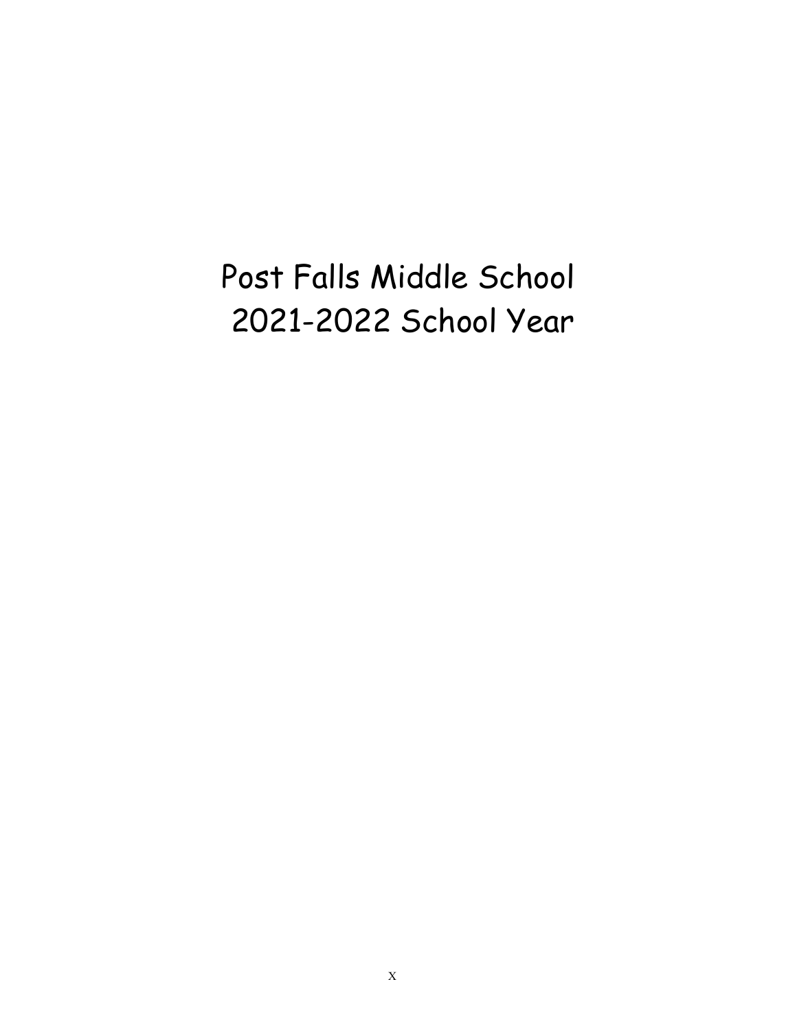# Post Falls Middle School 2021-2022 School Year